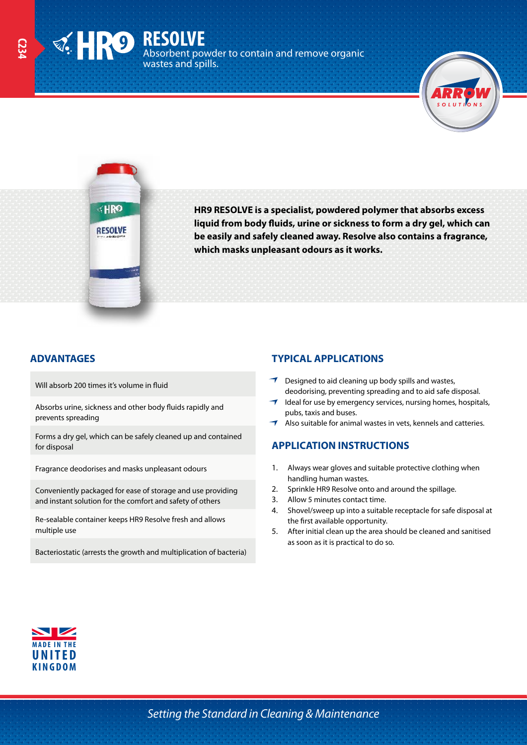C234

# HR9 RESOLVE

Absorbent powder to contain and remove organic wastes and spills.

ARROW SOLUTIONS

**HR9 RESOLVE is a specialist, powdered polymer that absorbs excess liquid from body fluids, urine or sickness to form a dry gel, which can be easily and safely cleaned away. Resolve also contains a fragrance, which masks unpleasant odours as it works.**

## ADVANTAGES

- Will absorb 200 times it's volume in fluid
- Absorbs urine, sickness and other body fluids rapidly and prevents spreading
- Forms a dry gel, which can be safely cleaned up and contained for disposal
- Fragrance deodorises and masks unpleasant odours
- Conveniently packaged for ease of storage and use providing and instant solution for the comfort and safety of others
- Re-sealable container keeps HR9 Resolve fresh and allows multiple use
- Bacteriostatic (arrests the growth and multiplication of bacteria)

## TYPICAL APPLICATIONS

- Designed to aid cleaning up body spills and wastes, deodorising, preventing spreading and to aid safe disposal.
- Ideal for use by emergency services, nursing homes, hospitals, pubs, taxis and buses.
- Also suitable for animal wastes in vets, kennels and catteries.

## APPLICATION INSTRUCTIONS

1. Always wear gloves and suitable protective clothing when handling human wastes.
2. Sprinkle HR9 Resolve onto and around the spillage.
3. Allow 5 minutes contact time.
4. Shovel/sweep up into a suitable receptacle for safe disposal at the first available opportunity.
5. After initial clean up the area should be cleaned and sanitised as soon as it is practical to do so.

MADE IN THE UNITED KINGDOM

*Setting the Standard in Cleaning & Maintenance*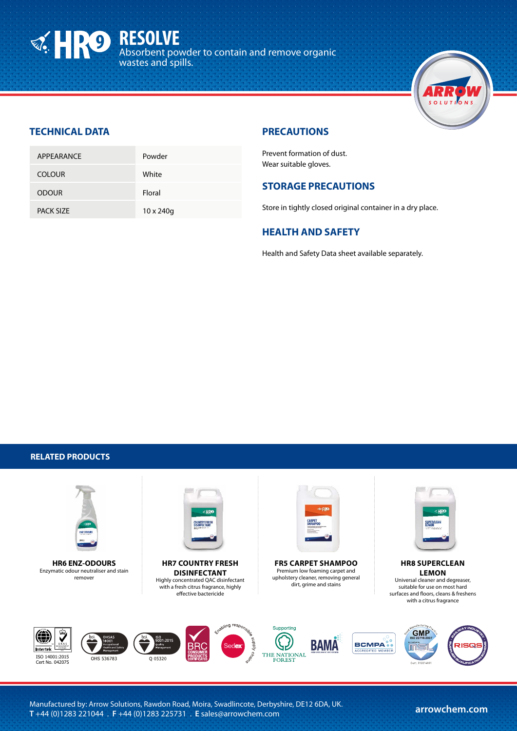# HR9 RESOLVE

Absorbent powder to contain and remove organic wastes and spills.

## TECHNICAL DATA

| | |
|---|---|
| APPEARANCE | Powder |
| COLOUR | White |
| ODOUR | Floral |
| PACK SIZE | 10 x 240g |

## PRECAUTIONS

Prevent formation of dust.
Wear suitable gloves.

## STORAGE PRECAUTIONS

Store in tightly closed original container in a dry place.

## HEALTH AND SAFETY

Health and Safety Data sheet available separately.

## RELATED PRODUCTS

**HR6 ENZ-ODOURS**
Enzymatic odour neutraliser and stain remover

**HR7 COUNTRY FRESH DISINFECTANT**
Highly concentrated QAC disinfectant with a fresh citrus fragrance, highly effective bactericide

**FR5 CARPET SHAMPOO**
Premium low foaming carpet and upholstery cleaner, removing general dirt, grime and stains

**HR8 SUPERCLEAN LEMON**
Universal cleaner and degreaser, suitable for use on most hard surfaces and floors, cleans & freshens with a citrus fragrance

ISO 14001:2015 Cert No. 042075

OHS 536783

Q 05320

Manufactured by: Arrow Solutions, Rawdon Road, Moira, Swadlincote, Derbyshire, DE12 6DA, UK.
**T** +44 (0)1283 221044 . **F** +44 (0)1283 225731 . **E** sales@arrowchem.com

**arrowchem.com**